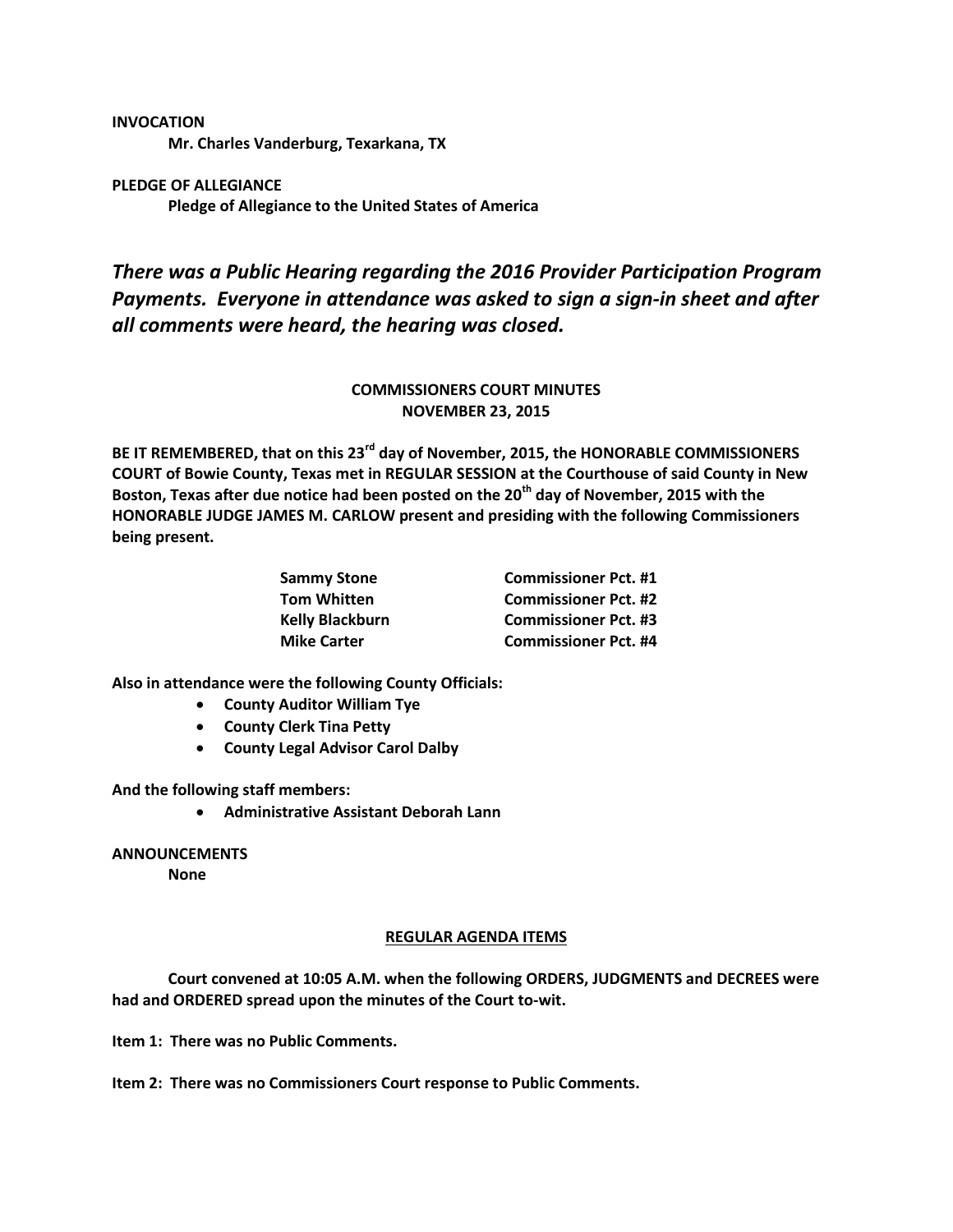**INVOCATION**

**Mr. Charles Vanderburg, Texarkana, TX**

**PLEDGE OF ALLEGIANCE**

**Pledge of Allegiance to the United States of America**

***There was a Public Hearing regarding the 2016 Provider Participation Program Payments. Everyone in attendance was asked to sign a sign-in sheet and after all comments were heard, the hearing was closed.***

## COMMISSIONERS COURT MINUTES
## NOVEMBER 23, 2015

**BE IT REMEMBERED, that on this 23rd day of November, 2015, the HONORABLE COMMISSIONERS COURT of Bowie County, Texas met in REGULAR SESSION at the Courthouse of said County in New Boston, Texas after due notice had been posted on the 20th day of November, 2015 with the HONORABLE JUDGE JAMES M. CARLOW present and presiding with the following Commissioners being present.**

| | |
|---|---|
| **Sammy Stone** | **Commissioner Pct. #1** |
| **Tom Whitten** | **Commissioner Pct. #2** |
| **Kelly Blackburn** | **Commissioner Pct. #3** |
| **Mike Carter** | **Commissioner Pct. #4** |

**Also in attendance were the following County Officials:**

- **County Auditor William Tye**
- **County Clerk Tina Petty**
- **County Legal Advisor Carol Dalby**

**And the following staff members:**

- **Administrative Assistant Deborah Lann**

**ANNOUNCEMENTS**

**None**

### REGULAR AGENDA ITEMS

**Court convened at 10:05 A.M. when the following ORDERS, JUDGMENTS and DECREES were had and ORDERED spread upon the minutes of the Court to-wit.**

**Item 1: There was no Public Comments.**

**Item 2: There was no Commissioners Court response to Public Comments.**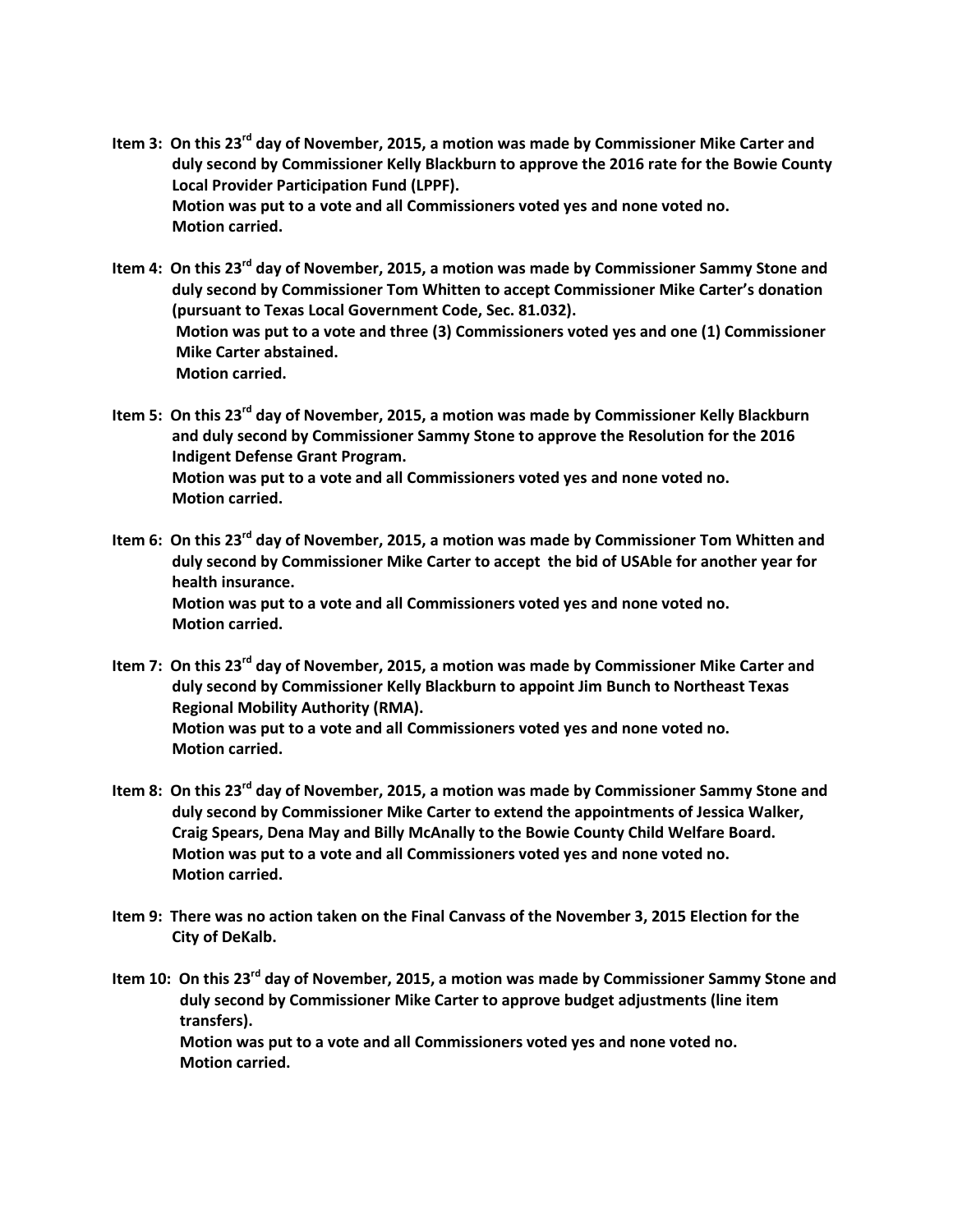**Item 3: On this 23rd day of November, 2015, a motion was made by Commissioner Mike Carter and duly second by Commissioner Kelly Blackburn to approve the 2016 rate for the Bowie County Local Provider Participation Fund (LPPF).**
**Motion was put to a vote and all Commissioners voted yes and none voted no.**
**Motion carried.**

**Item 4: On this 23rd day of November, 2015, a motion was made by Commissioner Sammy Stone and duly second by Commissioner Tom Whitten to accept Commissioner Mike Carter's donation (pursuant to Texas Local Government Code, Sec. 81.032).**
**Motion was put to a vote and three (3) Commissioners voted yes and one (1) Commissioner Mike Carter abstained.**
**Motion carried.**

**Item 5: On this 23rd day of November, 2015, a motion was made by Commissioner Kelly Blackburn and duly second by Commissioner Sammy Stone to approve the Resolution for the 2016 Indigent Defense Grant Program.**
**Motion was put to a vote and all Commissioners voted yes and none voted no.**
**Motion carried.**

**Item 6: On this 23rd day of November, 2015, a motion was made by Commissioner Tom Whitten and duly second by Commissioner Mike Carter to accept the bid of USAble for another year for health insurance.**
**Motion was put to a vote and all Commissioners voted yes and none voted no.**
**Motion carried.**

**Item 7: On this 23rd day of November, 2015, a motion was made by Commissioner Mike Carter and duly second by Commissioner Kelly Blackburn to appoint Jim Bunch to Northeast Texas Regional Mobility Authority (RMA).**
**Motion was put to a vote and all Commissioners voted yes and none voted no.**
**Motion carried.**

**Item 8: On this 23rd day of November, 2015, a motion was made by Commissioner Sammy Stone and duly second by Commissioner Mike Carter to extend the appointments of Jessica Walker, Craig Spears, Dena May and Billy McAnally to the Bowie County Child Welfare Board.**
**Motion was put to a vote and all Commissioners voted yes and none voted no.**
**Motion carried.**

**Item 9: There was no action taken on the Final Canvass of the November 3, 2015 Election for the City of DeKalb.**

**Item 10: On this 23rd day of November, 2015, a motion was made by Commissioner Sammy Stone and duly second by Commissioner Mike Carter to approve budget adjustments (line item transfers).**
**Motion was put to a vote and all Commissioners voted yes and none voted no.**
**Motion carried.**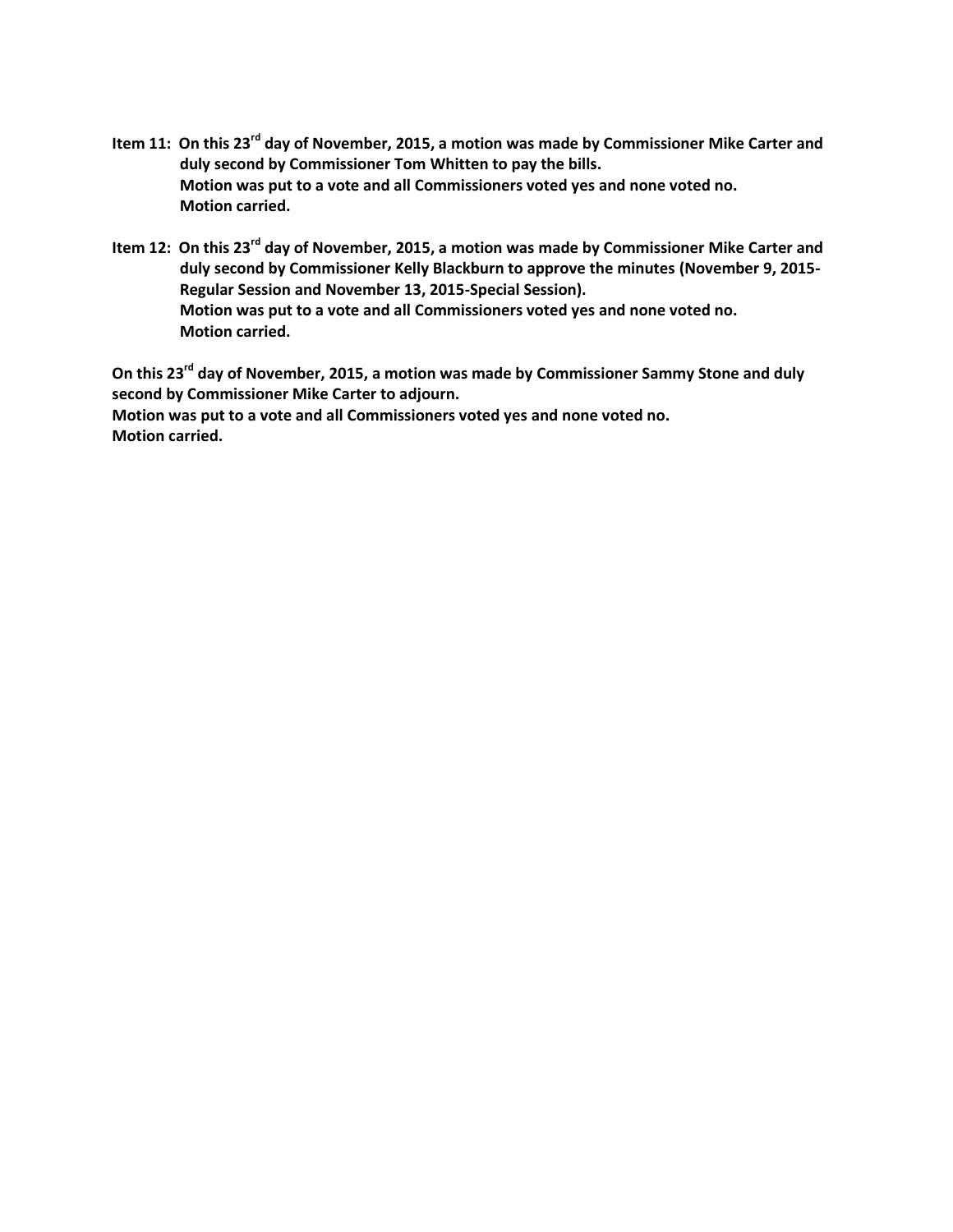**Item 11: On this 23rd day of November, 2015, a motion was made by Commissioner Mike Carter and duly second by Commissioner Tom Whitten to pay the bills.**
**Motion was put to a vote and all Commissioners voted yes and none voted no.**
**Motion carried.**

**Item 12: On this 23rd day of November, 2015, a motion was made by Commissioner Mike Carter and duly second by Commissioner Kelly Blackburn to approve the minutes (November 9, 2015-Regular Session and November 13, 2015-Special Session).**
**Motion was put to a vote and all Commissioners voted yes and none voted no.**
**Motion carried.**

**On this 23rd day of November, 2015, a motion was made by Commissioner Sammy Stone and duly second by Commissioner Mike Carter to adjourn.**
**Motion was put to a vote and all Commissioners voted yes and none voted no.**
**Motion carried.**